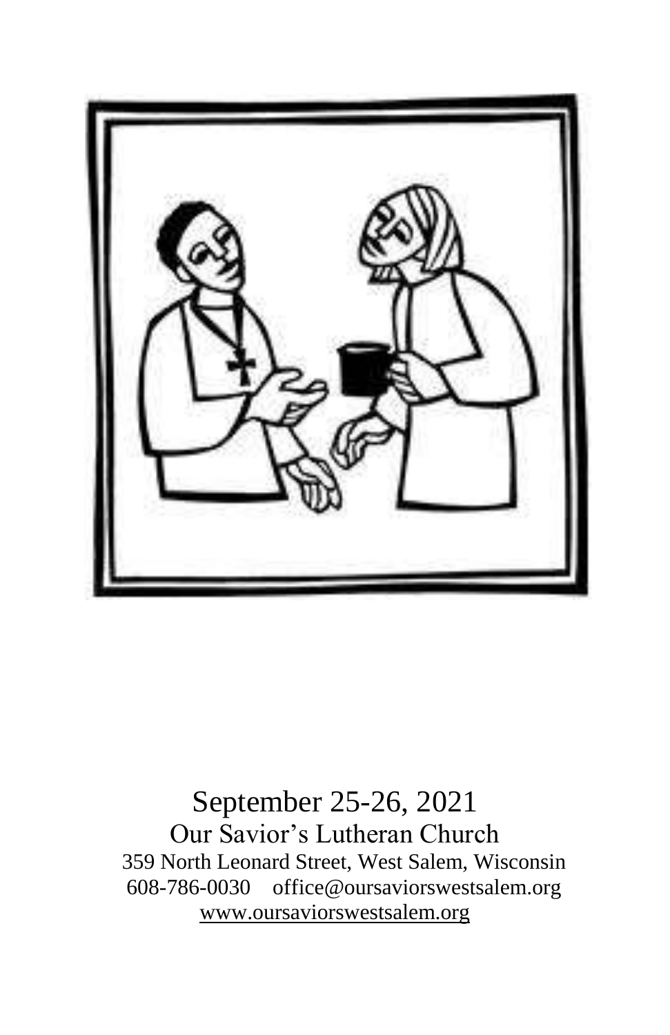September 25-26, 2021

Our Savior's Lutheran Church

359 North Leonard Street, West Salem, Wisconsin

608-786-0030 office@oursaviorswestsalem.org

www.oursaviorswestsalem.org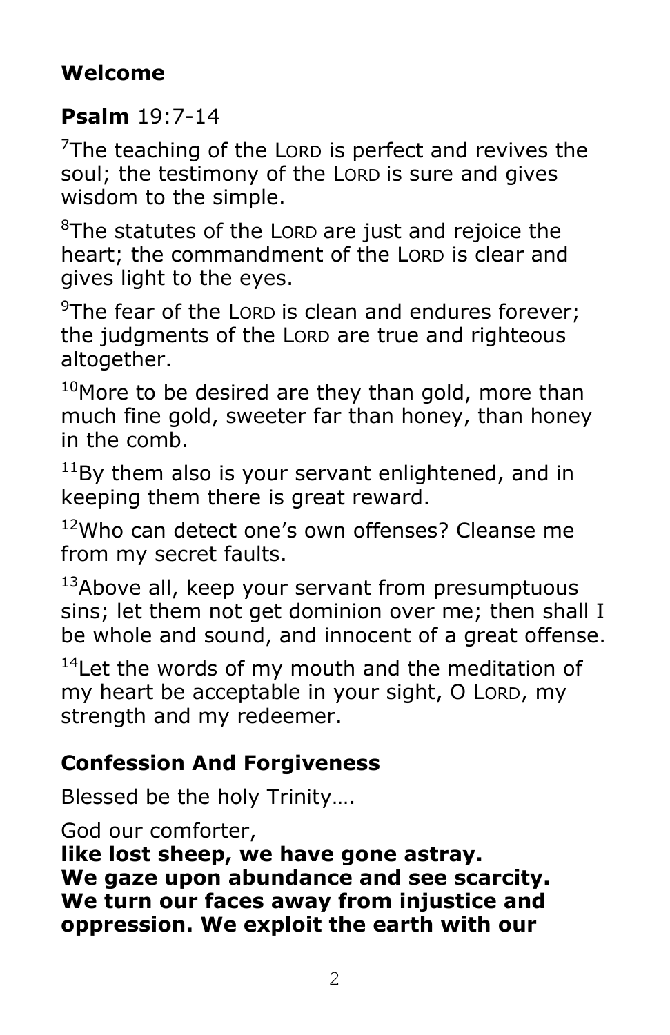**Welcome**

**Psalm** 19:7-14

[7]The teaching of the LORD is perfect and revives the soul; the testimony of the LORD is sure and gives wisdom to the simple.

[8]The statutes of the LORD are just and rejoice the heart; the commandment of the LORD is clear and gives light to the eyes.

[9]The fear of the LORD is clean and endures forever; the judgments of the LORD are true and righteous altogether.

[10]More to be desired are they than gold, more than much fine gold, sweeter far than honey, than honey in the comb.

[11]By them also is your servant enlightened, and in keeping them there is great reward.

[12]Who can detect one's own offenses? Cleanse me from my secret faults.

[13]Above all, keep your servant from presumptuous sins; let them not get dominion over me; then shall I be whole and sound, and innocent of a great offense.

[14]Let the words of my mouth and the meditation of my heart be acceptable in your sight, O LORD, my strength and my redeemer.

**Confession And Forgiveness**

Blessed be the holy Trinity….

God our comforter,
**like lost sheep, we have gone astray. We gaze upon abundance and see scarcity. We turn our faces away from injustice and oppression. We exploit the earth with our**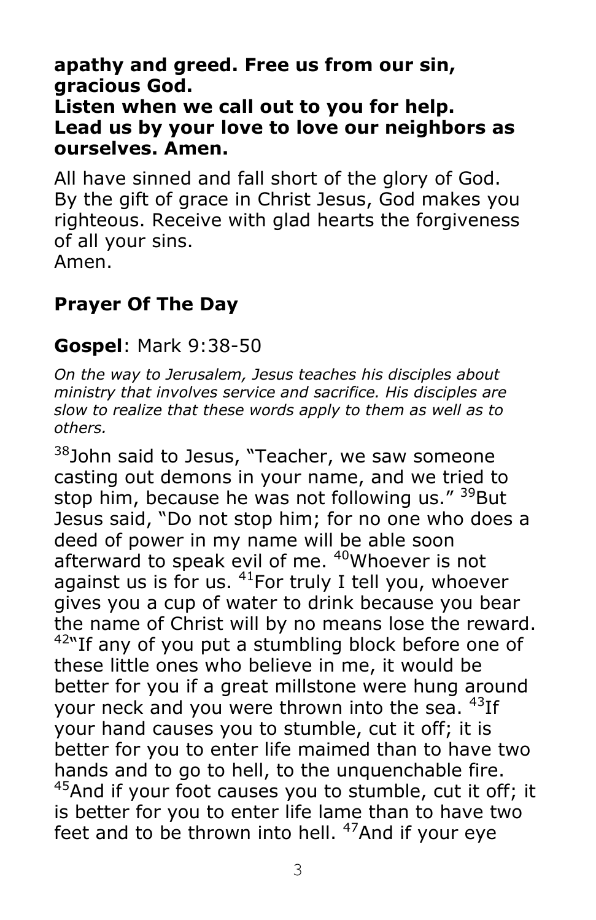**apathy and greed. Free us from our sin, gracious God.**
**Listen when we call out to you for help.**
**Lead us by your love to love our neighbors as ourselves. Amen.**

All have sinned and fall short of the glory of God. By the gift of grace in Christ Jesus, God makes you righteous. Receive with glad hearts the forgiveness of all your sins.
Amen.

## Prayer Of The Day

## **Gospel**: Mark 9:38-50

*On the way to Jerusalem, Jesus teaches his disciples about ministry that involves service and sacrifice. His disciples are slow to realize that these words apply to them as well as to others.*

[38]John said to Jesus, "Teacher, we saw someone casting out demons in your name, and we tried to stop him, because he was not following us." [39]But Jesus said, "Do not stop him; for no one who does a deed of power in my name will be able soon afterward to speak evil of me. [40]Whoever is not against us is for us. [41]For truly I tell you, whoever gives you a cup of water to drink because you bear the name of Christ will by no means lose the reward. [42]"If any of you put a stumbling block before one of these little ones who believe in me, it would be better for you if a great millstone were hung around your neck and you were thrown into the sea. [43]If your hand causes you to stumble, cut it off; it is better for you to enter life maimed than to have two hands and to go to hell, to the unquenchable fire. [45]And if your foot causes you to stumble, cut it off; it is better for you to enter life lame than to have two feet and to be thrown into hell. [47]And if your eye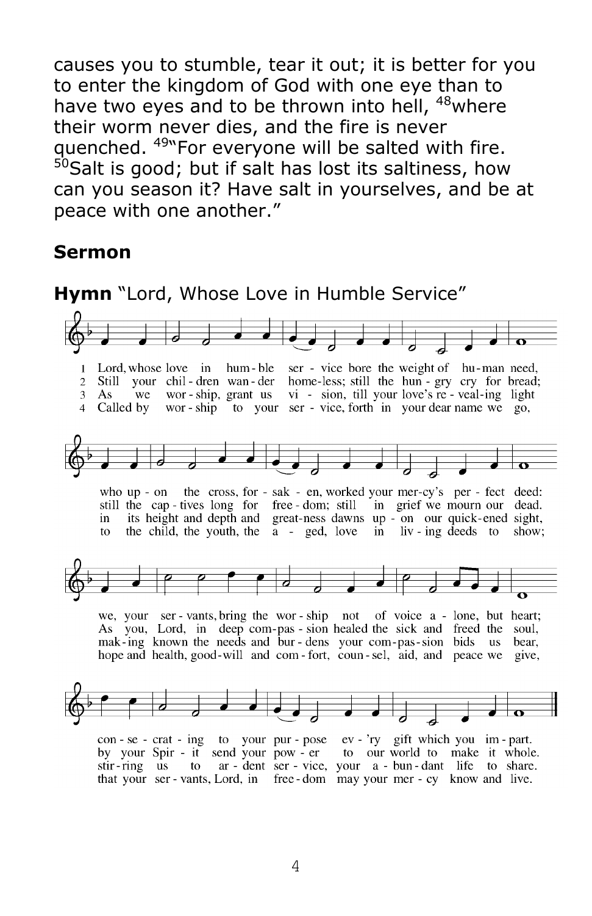causes you to stumble, tear it out; it is better for you to enter the kingdom of God with one eye than to have two eyes and to be thrown into hell, [48]where their worm never dies, and the fire is never quenched. [49]"For everyone will be salted with fire. [50]Salt is good; but if salt has lost its saltiness, how can you season it? Have salt in yourselves, and be at peace with one another."

**Sermon**

**Hymn** "Lord, Whose Love in Humble Service"

1 Lord, whose love in hum - ble ser - vice bore the weight of hu - man need,
2 Still your chil - dren wan - der home-less; still the hun - gry cry for bread;
3 As we wor - ship, grant us vi - sion, till your love's re - veal-ing light
4 Called by wor - ship to your ser - vice, forth in your dear name we go,

who up - on the cross, for - sak - en, worked your mer-cy's per - fect deed:
still the cap - tives long for free - dom; still in grief we mourn our dead.
in its height and depth and great-ness dawns up - on our quick-ened sight,
to the child, the youth, the a - ged, love in liv - ing deeds to show;

we, your ser - vants, bring the wor - ship not of voice a - lone, but heart;
As you, Lord, in deep com - pas - sion healed the sick and freed the soul,
mak - ing known the needs and bur - dens your com - pas - sion bids us bear,
hope and health, good - will and com - fort, coun - sel, aid, and peace we give,

con - se - crat - ing to your pur - pose ev - 'ry gift which you im - part.
by your Spir - it send your pow - er to our world to make it whole.
stir - ring us to ar - dent ser - vice, your a - bun - dant life to share.
that your ser - vants, Lord, in free - dom may your mer - cy know and live.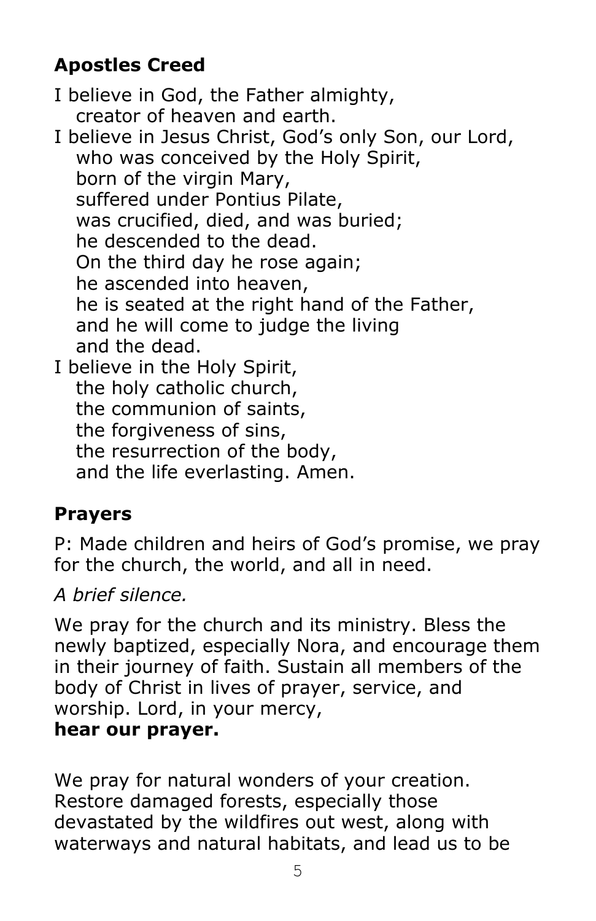## Apostles Creed

I believe in God, the Father almighty,
   creator of heaven and earth.
I believe in Jesus Christ, God's only Son, our Lord,
   who was conceived by the Holy Spirit,
   born of the virgin Mary,
   suffered under Pontius Pilate,
   was crucified, died, and was buried;
   he descended to the dead.
   On the third day he rose again;
   he ascended into heaven,
   he is seated at the right hand of the Father,
   and he will come to judge the living
   and the dead.
I believe in the Holy Spirit,
   the holy catholic church,
   the communion of saints,
   the forgiveness of sins,
   the resurrection of the body,
   and the life everlasting. Amen.

## Prayers

P: Made children and heirs of God's promise, we pray for the church, the world, and all in need.

*A brief silence.*

We pray for the church and its ministry. Bless the newly baptized, especially Nora, and encourage them in their journey of faith. Sustain all members of the body of Christ in lives of prayer, service, and worship. Lord, in your mercy,
**hear our prayer.**

We pray for natural wonders of your creation. Restore damaged forests, especially those devastated by the wildfires out west, along with waterways and natural habitats, and lead us to be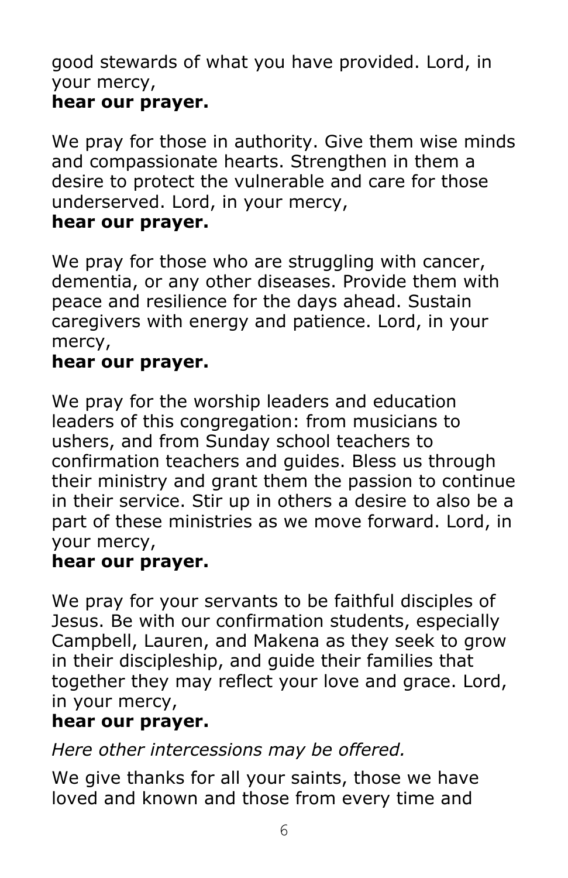good stewards of what you have provided. Lord, in your mercy,
**hear our prayer.**

We pray for those in authority. Give them wise minds and compassionate hearts. Strengthen in them a desire to protect the vulnerable and care for those underserved. Lord, in your mercy,
**hear our prayer.**

We pray for those who are struggling with cancer, dementia, or any other diseases. Provide them with peace and resilience for the days ahead. Sustain caregivers with energy and patience. Lord, in your mercy,
**hear our prayer.**

We pray for the worship leaders and education leaders of this congregation: from musicians to ushers, and from Sunday school teachers to confirmation teachers and guides. Bless us through their ministry and grant them the passion to continue in their service. Stir up in others a desire to also be a part of these ministries as we move forward. Lord, in your mercy,
**hear our prayer.**

We pray for your servants to be faithful disciples of Jesus. Be with our confirmation students, especially Campbell, Lauren, and Makena as they seek to grow in their discipleship, and guide their families that together they may reflect your love and grace. Lord, in your mercy,
**hear our prayer.**

*Here other intercessions may be offered.*

We give thanks for all your saints, those we have loved and known and those from every time and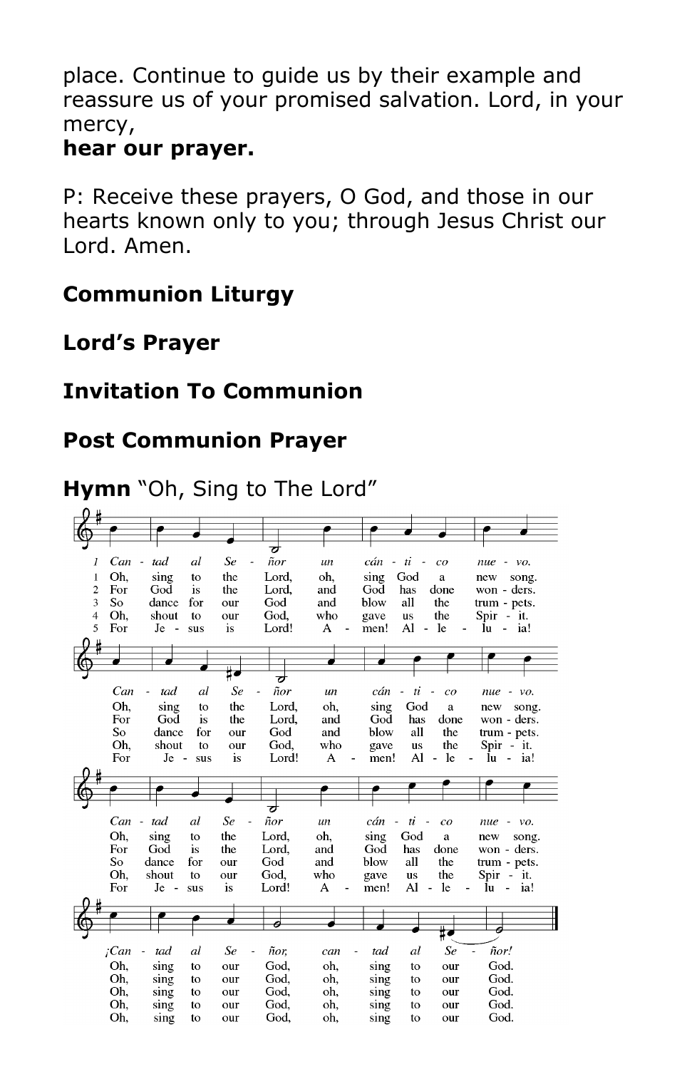place. Continue to guide us by their example and reassure us of your promised salvation. Lord, in your mercy,
**hear our prayer.**

P: Receive these prayers, O God, and those in our hearts known only to you; through Jesus Christ our Lord. Amen.

**Communion Liturgy**

**Lord's Prayer**

**Invitation To Communion**

**Post Communion Prayer**

**Hymn** "Oh, Sing to The Lord"

*1 Cantad al Señor un cántico nuevo. Cantad al Señor un cántico nuevo. Cantad al Señor un cántico nuevo. ¡Cantad al Señor, cantad al Señor!*

1 Oh, sing to the Lord, oh, sing God a new song. Oh, sing to the Lord, oh, sing God a new song. Oh, sing to the Lord, oh, sing God a new song. Oh, sing to our God, oh, sing to our God.

2 For God is the Lord, and God has done wonders. For God is the Lord, and God has done wonders. For God is the Lord, and God has done wonders. Oh, sing to our God, oh, sing to our God.

3 So dance for our God and blow all the trumpets. So dance for our God and blow all the trumpets. So dance for our God and blow all the trumpets. Oh, sing to our God, oh, sing to our God.

4 Oh, shout to our God, who gave us the Spirit. Oh, shout to our God, who gave us the Spirit. Oh, shout to our God, who gave us the Spirit. Oh, sing to our God, oh, sing to our God.

5 For Jesus is Lord! Amen! Alleluia! For Jesus is Lord! Amen! Alleluia! For Jesus is Lord! Amen! Alleluia! Oh, sing to our God, oh, sing to our God.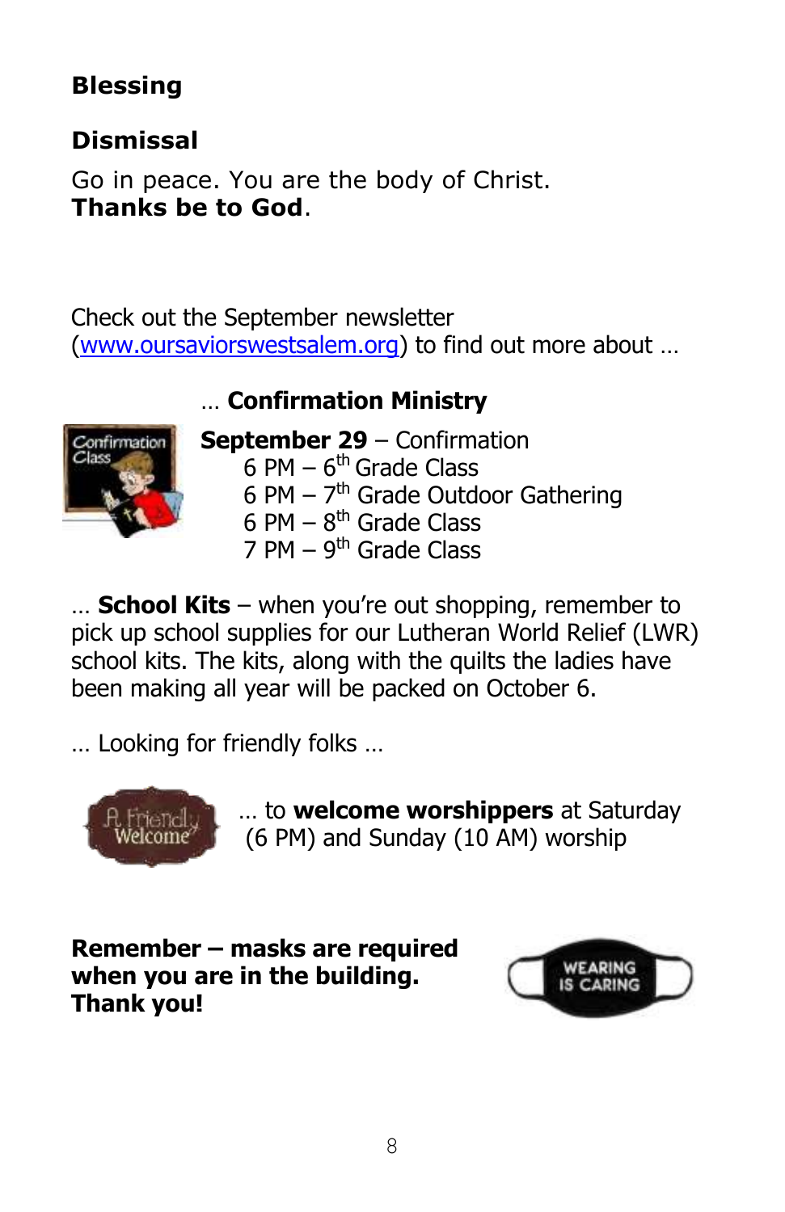**Blessing**

**Dismissal**

Go in peace. You are the body of Christ.
**Thanks be to God**.

Check out the September newsletter (www.oursaviorswestsalem.org) to find out more about …

… **Confirmation Ministry**

**September 29** – Confirmation
6 PM – 6th Grade Class
6 PM – 7th Grade Outdoor Gathering
6 PM – 8th Grade Class
7 PM – 9th Grade Class

… **School Kits** – when you're out shopping, remember to pick up school supplies for our Lutheran World Relief (LWR) school kits. The kits, along with the quilts the ladies have been making all year will be packed on October 6.

… Looking for friendly folks …

… to **welcome worshippers** at Saturday (6 PM) and Sunday (10 AM) worship

**Remember – masks are required when you are in the building. Thank you!**